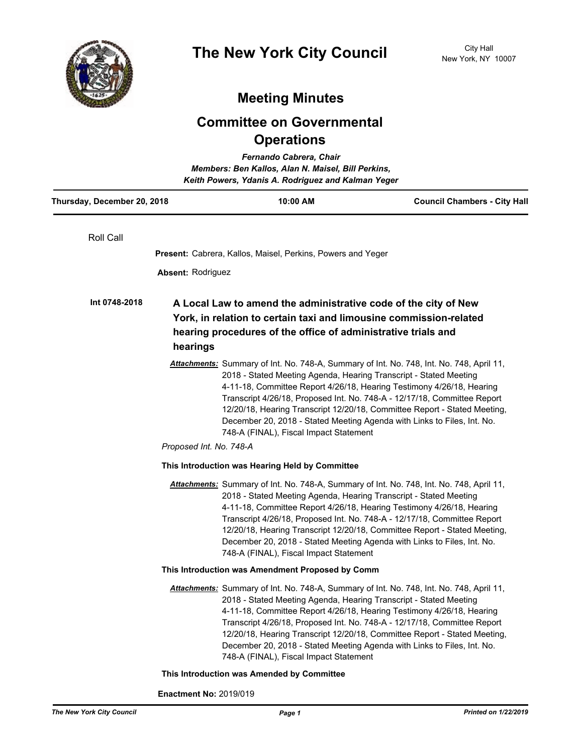# The New York City Council

City Hall
New York, NY 10007

## Meeting Minutes

## Committee on Governmental Operations

*Fernando Cabrera, Chair*
*Members: Ben Kallos, Alan N. Maisel, Bill Perkins, Keith Powers, Ydanis A. Rodriguez and Kalman Yeger*

| Thursday, December 20, 2018 | 10:00 AM | Council Chambers - City Hall |
|---|---|---|

Roll Call

**Present:** Cabrera, Kallos, Maisel, Perkins, Powers and Yeger

**Absent:** Rodriguez

**Int 0748-2018**

**A Local Law to amend the administrative code of the city of New York, in relation to certain taxi and limousine commission-related hearing procedures of the office of administrative trials and hearings**

***Attachments:*** Summary of Int. No. 748-A, Summary of Int. No. 748, Int. No. 748, April 11, 2018 - Stated Meeting Agenda, Hearing Transcript - Stated Meeting 4-11-18, Committee Report 4/26/18, Hearing Testimony 4/26/18, Hearing Transcript 4/26/18, Proposed Int. No. 748-A - 12/17/18, Committee Report 12/20/18, Hearing Transcript 12/20/18, Committee Report - Stated Meeting, December 20, 2018 - Stated Meeting Agenda with Links to Files, Int. No. 748-A (FINAL), Fiscal Impact Statement

*Proposed Int. No. 748-A*

**This Introduction was Hearing Held by Committee**

***Attachments:*** Summary of Int. No. 748-A, Summary of Int. No. 748, Int. No. 748, April 11, 2018 - Stated Meeting Agenda, Hearing Transcript - Stated Meeting 4-11-18, Committee Report 4/26/18, Hearing Testimony 4/26/18, Hearing Transcript 4/26/18, Proposed Int. No. 748-A - 12/17/18, Committee Report 12/20/18, Hearing Transcript 12/20/18, Committee Report - Stated Meeting, December 20, 2018 - Stated Meeting Agenda with Links to Files, Int. No. 748-A (FINAL), Fiscal Impact Statement

**This Introduction was Amendment Proposed by Comm**

***Attachments:*** Summary of Int. No. 748-A, Summary of Int. No. 748, Int. No. 748, April 11, 2018 - Stated Meeting Agenda, Hearing Transcript - Stated Meeting 4-11-18, Committee Report 4/26/18, Hearing Testimony 4/26/18, Hearing Transcript 4/26/18, Proposed Int. No. 748-A - 12/17/18, Committee Report 12/20/18, Hearing Transcript 12/20/18, Committee Report - Stated Meeting, December 20, 2018 - Stated Meeting Agenda with Links to Files, Int. No. 748-A (FINAL), Fiscal Impact Statement

**This Introduction was Amended by Committee**

**Enactment No:** 2019/019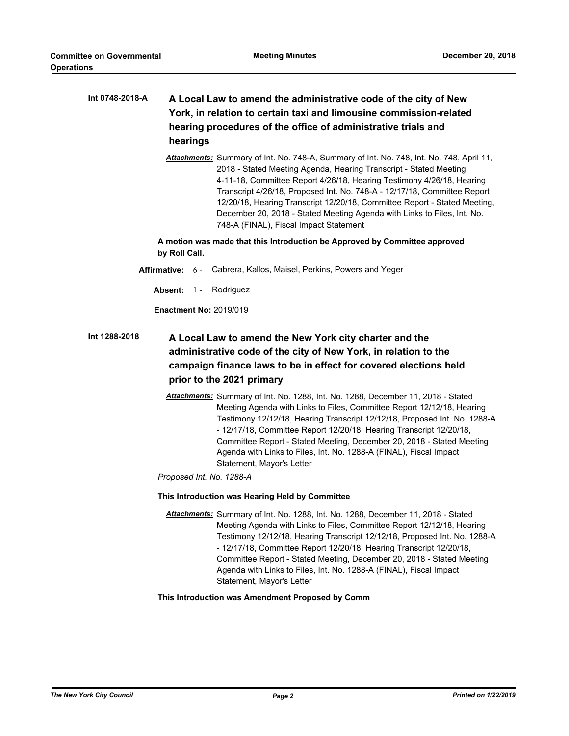**Int 0748-2018-A** **A Local Law to amend the administrative code of the city of New York, in relation to certain taxi and limousine commission-related hearing procedures of the office of administrative trials and hearings**

***Attachments:*** Summary of Int. No. 748-A, Summary of Int. No. 748, Int. No. 748, April 11, 2018 - Stated Meeting Agenda, Hearing Transcript - Stated Meeting 4-11-18, Committee Report 4/26/18, Hearing Testimony 4/26/18, Hearing Transcript 4/26/18, Proposed Int. No. 748-A - 12/17/18, Committee Report 12/20/18, Hearing Transcript 12/20/18, Committee Report - Stated Meeting, December 20, 2018 - Stated Meeting Agenda with Links to Files, Int. No. 748-A (FINAL), Fiscal Impact Statement

**A motion was made that this Introduction be Approved by Committee approved by Roll Call.**

**Affirmative:** 6 - Cabrera, Kallos, Maisel, Perkins, Powers and Yeger

**Absent:** 1 - Rodriguez

**Enactment No:** 2019/019

**Int 1288-2018** **A Local Law to amend the New York city charter and the administrative code of the city of New York, in relation to the campaign finance laws to be in effect for covered elections held prior to the 2021 primary**

***Attachments:*** Summary of Int. No. 1288, Int. No. 1288, December 11, 2018 - Stated Meeting Agenda with Links to Files, Committee Report 12/12/18, Hearing Testimony 12/12/18, Hearing Transcript 12/12/18, Proposed Int. No. 1288-A - 12/17/18, Committee Report 12/20/18, Hearing Transcript 12/20/18, Committee Report - Stated Meeting, December 20, 2018 - Stated Meeting Agenda with Links to Files, Int. No. 1288-A (FINAL), Fiscal Impact Statement, Mayor's Letter

*Proposed Int. No. 1288-A*

**This Introduction was Hearing Held by Committee**

***Attachments:*** Summary of Int. No. 1288, Int. No. 1288, December 11, 2018 - Stated Meeting Agenda with Links to Files, Committee Report 12/12/18, Hearing Testimony 12/12/18, Hearing Transcript 12/12/18, Proposed Int. No. 1288-A - 12/17/18, Committee Report 12/20/18, Hearing Transcript 12/20/18, Committee Report - Stated Meeting, December 20, 2018 - Stated Meeting Agenda with Links to Files, Int. No. 1288-A (FINAL), Fiscal Impact Statement, Mayor's Letter

**This Introduction was Amendment Proposed by Comm**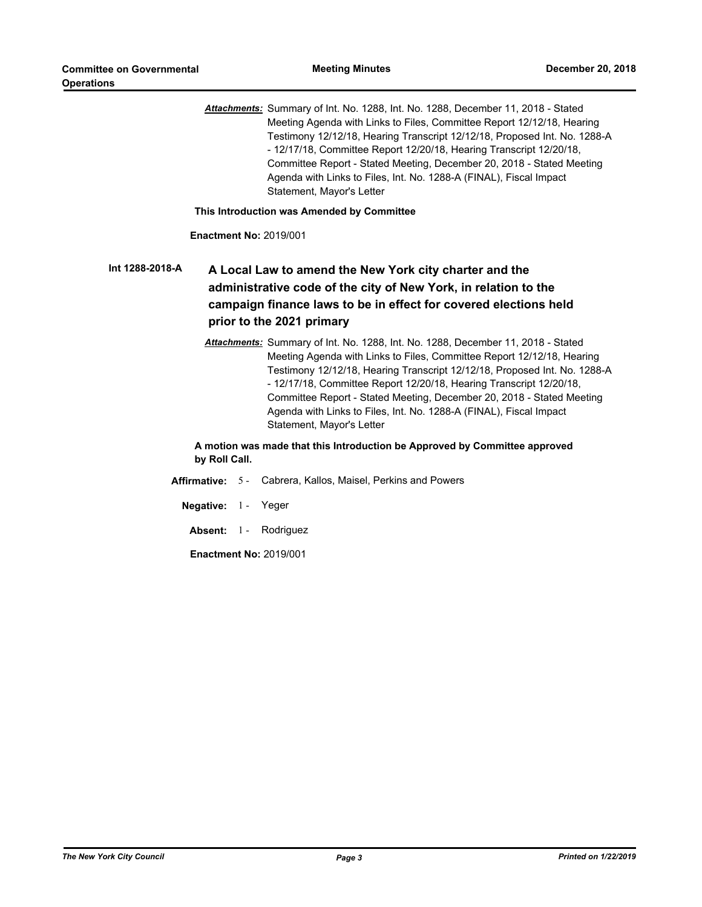***Attachments:*** Summary of Int. No. 1288, Int. No. 1288, December 11, 2018 - Stated Meeting Agenda with Links to Files, Committee Report 12/12/18, Hearing Testimony 12/12/18, Hearing Transcript 12/12/18, Proposed Int. No. 1288-A - 12/17/18, Committee Report 12/20/18, Hearing Transcript 12/20/18, Committee Report - Stated Meeting, December 20, 2018 - Stated Meeting Agenda with Links to Files, Int. No. 1288-A (FINAL), Fiscal Impact Statement, Mayor's Letter

**This Introduction was Amended by Committee**

**Enactment No:** 2019/001

**Int 1288-2018-A**

## A Local Law to amend the New York city charter and the administrative code of the city of New York, in relation to the campaign finance laws to be in effect for covered elections held prior to the 2021 primary

***Attachments:*** Summary of Int. No. 1288, Int. No. 1288, December 11, 2018 - Stated Meeting Agenda with Links to Files, Committee Report 12/12/18, Hearing Testimony 12/12/18, Hearing Transcript 12/12/18, Proposed Int. No. 1288-A - 12/17/18, Committee Report 12/20/18, Hearing Transcript 12/20/18, Committee Report - Stated Meeting, December 20, 2018 - Stated Meeting Agenda with Links to Files, Int. No. 1288-A (FINAL), Fiscal Impact Statement, Mayor's Letter

**A motion was made that this Introduction be Approved by Committee approved by Roll Call.**

**Affirmative:** 5 - Cabrera, Kallos, Maisel, Perkins and Powers

**Negative:** 1 - Yeger

**Absent:** 1 - Rodriguez

**Enactment No:** 2019/001